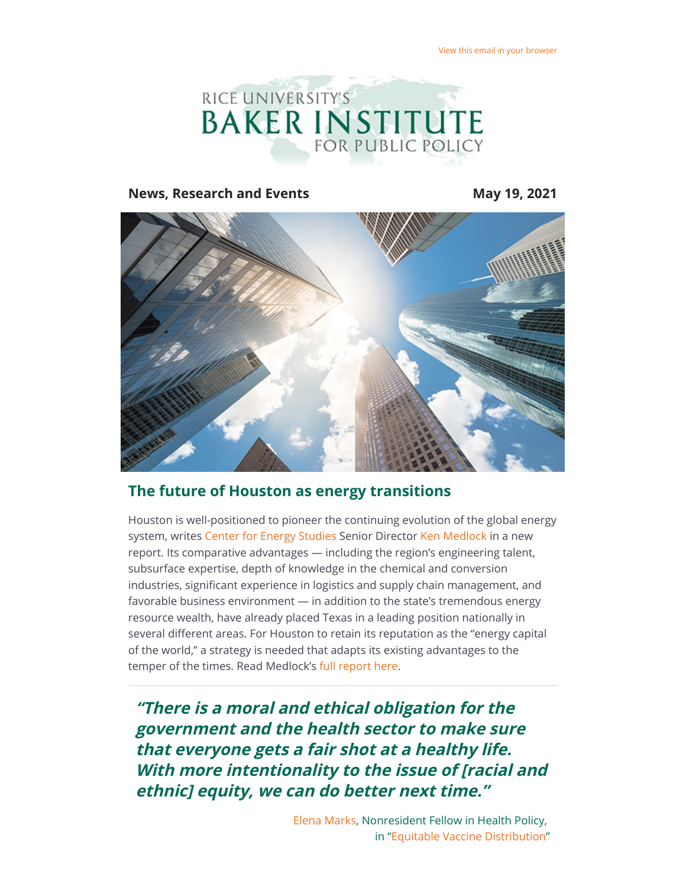View this email in your browser

# RICE UNIVERSITY'S BAKER INSTITUTE FOR PUBLIC POLICY

**News, Research and Events** **May 19, 2021**

## The future of Houston as energy transitions

Houston is well-positioned to pioneer the continuing evolution of the global energy system, writes Center for Energy Studies Senior Director Ken Medlock in a new report. Its comparative advantages — including the region's engineering talent, subsurface expertise, depth of knowledge in the chemical and conversion industries, significant experience in logistics and supply chain management, and favorable business environment — in addition to the state's tremendous energy resource wealth, have already placed Texas in a leading position nationally in several different areas. For Houston to retain its reputation as the "energy capital of the world," a strategy is needed that adapts its existing advantages to the temper of the times. Read Medlock's full report here.

---

> ***"There is a moral and ethical obligation for the government and the health sector to make sure that everyone gets a fair shot at a healthy life. With more intentionality to the issue of [racial and ethnic] equity, we can do better next time."***

Elena Marks, Nonresident Fellow in Health Policy, in "Equitable Vaccine Distribution"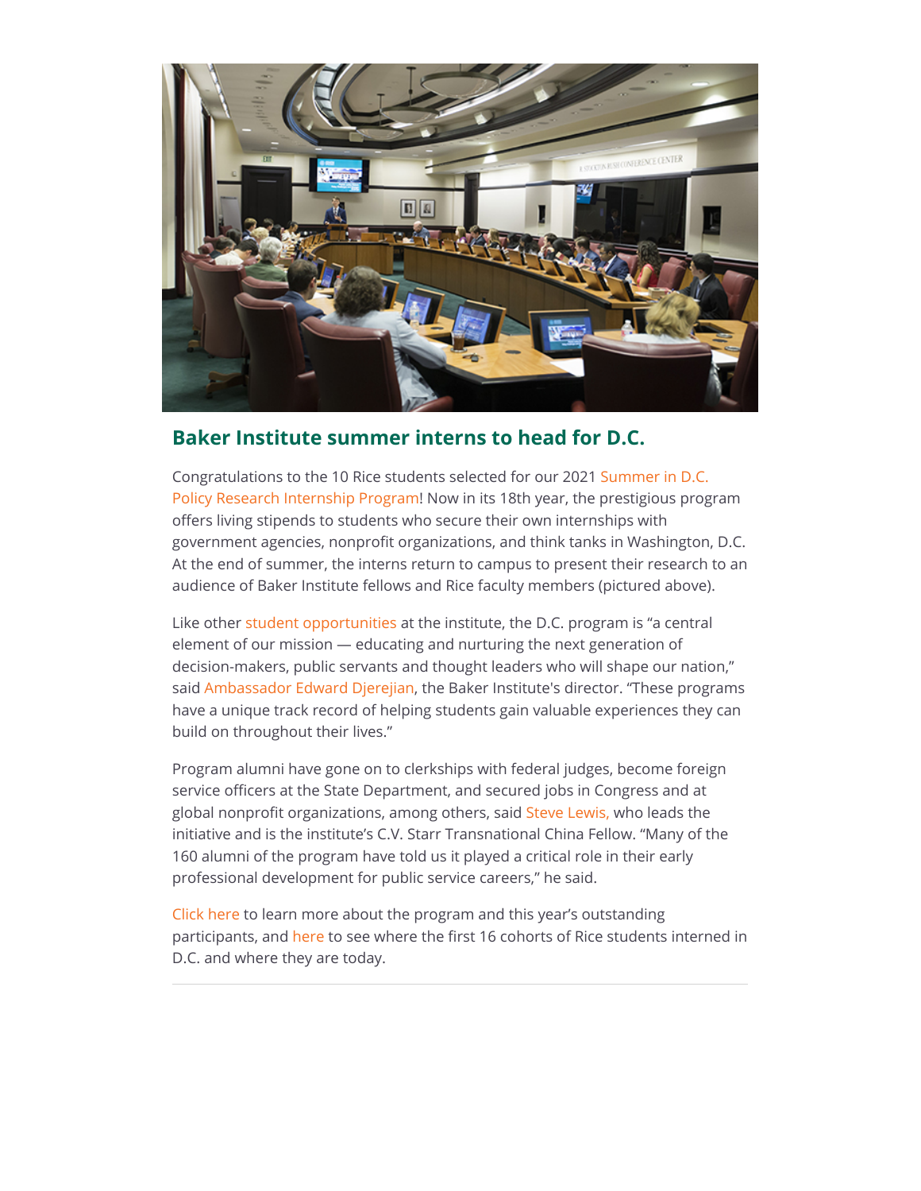## Baker Institute summer interns to head for D.C.

Congratulations to the 10 Rice students selected for our 2021 Summer in D.C. Policy Research Internship Program! Now in its 18th year, the prestigious program offers living stipends to students who secure their own internships with government agencies, nonprofit organizations, and think tanks in Washington, D.C. At the end of summer, the interns return to campus to present their research to an audience of Baker Institute fellows and Rice faculty members (pictured above).

Like other student opportunities at the institute, the D.C. program is "a central element of our mission — educating and nurturing the next generation of decision-makers, public servants and thought leaders who will shape our nation," said Ambassador Edward Djerejian, the Baker Institute's director. "These programs have a unique track record of helping students gain valuable experiences they can build on throughout their lives."

Program alumni have gone on to clerkships with federal judges, become foreign service officers at the State Department, and secured jobs in Congress and at global nonprofit organizations, among others, said Steve Lewis, who leads the initiative and is the institute's C.V. Starr Transnational China Fellow. "Many of the 160 alumni of the program have told us it played a critical role in their early professional development for public service careers," he said.

Click here to learn more about the program and this year's outstanding participants, and here to see where the first 16 cohorts of Rice students interned in D.C. and where they are today.

---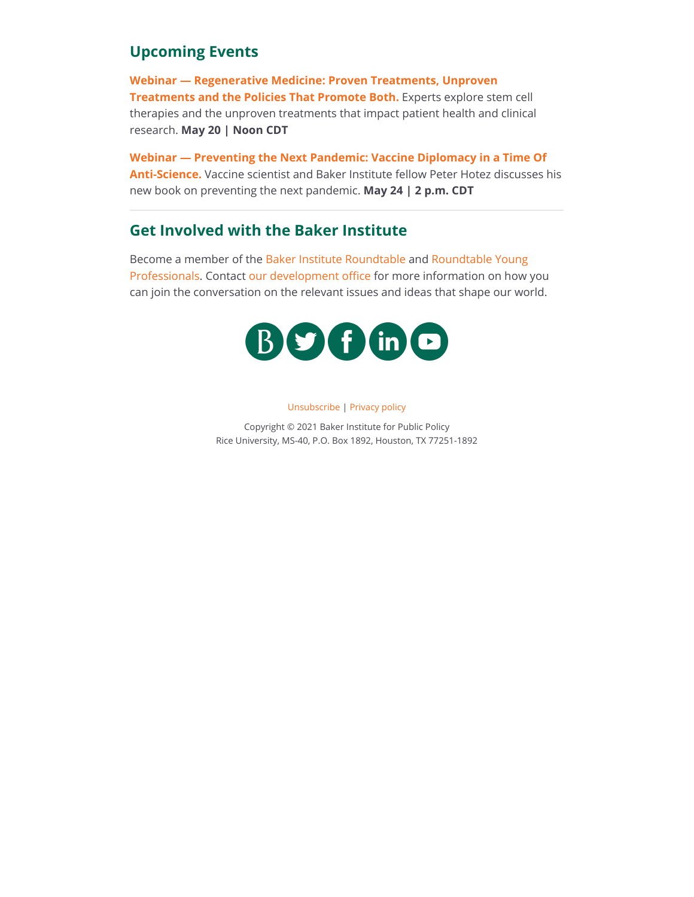## Upcoming Events

**Webinar — Regenerative Medicine: Proven Treatments, Unproven Treatments and the Policies That Promote Both.** Experts explore stem cell therapies and the unproven treatments that impact patient health and clinical research. **May 20 | Noon CDT**

**Webinar — Preventing the Next Pandemic: Vaccine Diplomacy in a Time Of Anti-Science.** Vaccine scientist and Baker Institute fellow Peter Hotez discusses his new book on preventing the next pandemic. **May 24 | 2 p.m. CDT**

---

## Get Involved with the Baker Institute

Become a member of the Baker Institute Roundtable and Roundtable Young Professionals. Contact our development office for more information on how you can join the conversation on the relevant issues and ideas that shape our world.

Unsubscribe | Privacy policy

Copyright © 2021 Baker Institute for Public Policy
Rice University, MS-40, P.O. Box 1892, Houston, TX 77251-1892